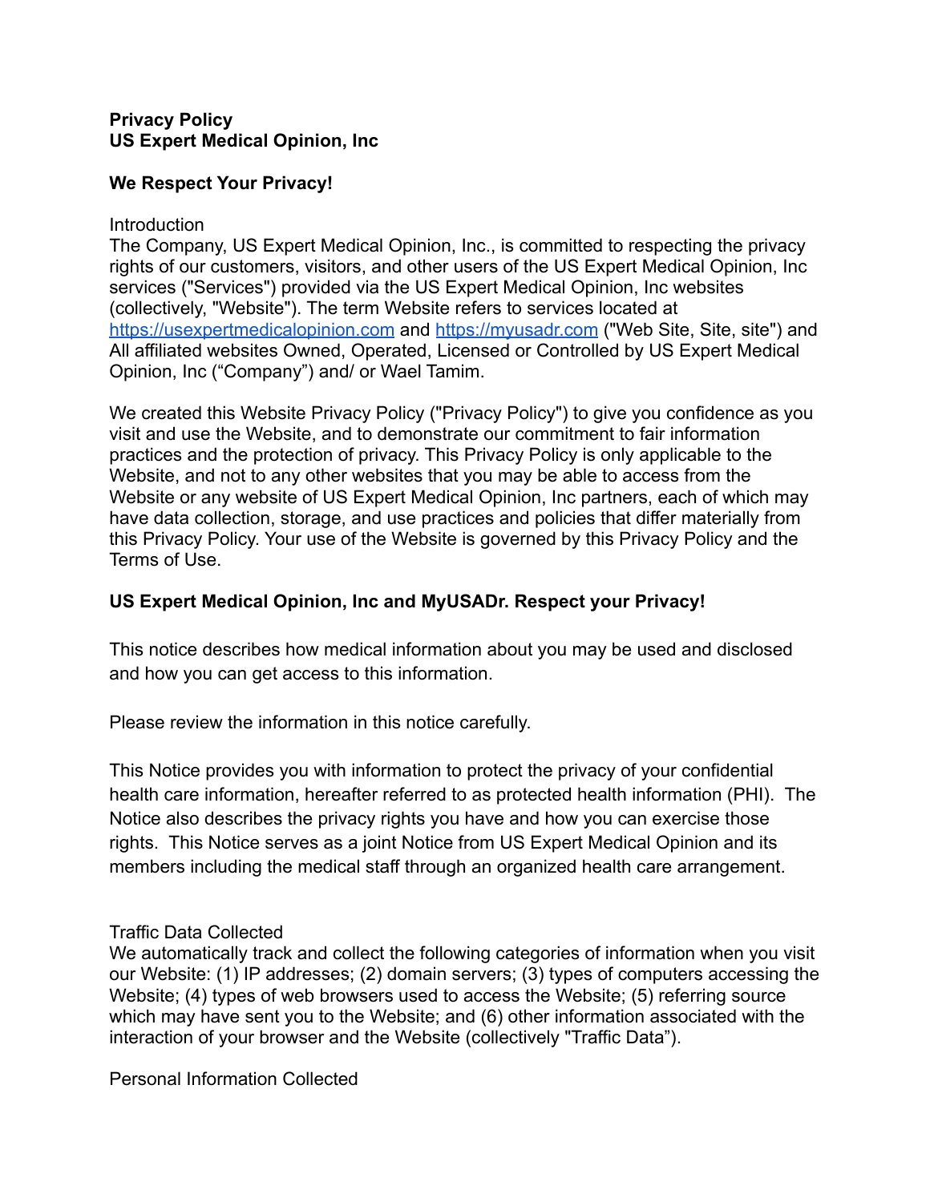**Privacy Policy**
**US Expert Medical Opinion, Inc**

**We Respect Your Privacy!**

Introduction
The Company, US Expert Medical Opinion, Inc., is committed to respecting the privacy rights of our customers, visitors, and other users of the US Expert Medical Opinion, Inc services ("Services") provided via the US Expert Medical Opinion, Inc websites (collectively, "Website"). The term Website refers to services located at [https://usexpertmedicalopinion.com](https://usexpertmedicalopinion.com) and [https://myusadr.com](https://myusadr.com) ("Web Site, Site, site") and All affiliated websites Owned, Operated, Licensed or Controlled by US Expert Medical Opinion, Inc ("Company") and/ or Wael Tamim.

We created this Website Privacy Policy ("Privacy Policy") to give you confidence as you visit and use the Website, and to demonstrate our commitment to fair information practices and the protection of privacy. This Privacy Policy is only applicable to the Website, and not to any other websites that you may be able to access from the Website or any website of US Expert Medical Opinion, Inc partners, each of which may have data collection, storage, and use practices and policies that differ materially from this Privacy Policy. Your use of the Website is governed by this Privacy Policy and the Terms of Use.

**US Expert Medical Opinion, Inc and MyUSADr. Respect your Privacy!**

This notice describes how medical information about you may be used and disclosed and how you can get access to this information.

Please review the information in this notice carefully.

This Notice provides you with information to protect the privacy of your confidential health care information, hereafter referred to as protected health information (PHI). The Notice also describes the privacy rights you have and how you can exercise those rights. This Notice serves as a joint Notice from US Expert Medical Opinion and its members including the medical staff through an organized health care arrangement.

Traffic Data Collected
We automatically track and collect the following categories of information when you visit our Website: (1) IP addresses; (2) domain servers; (3) types of computers accessing the Website; (4) types of web browsers used to access the Website; (5) referring source which may have sent you to the Website; and (6) other information associated with the interaction of your browser and the Website (collectively "Traffic Data").

Personal Information Collected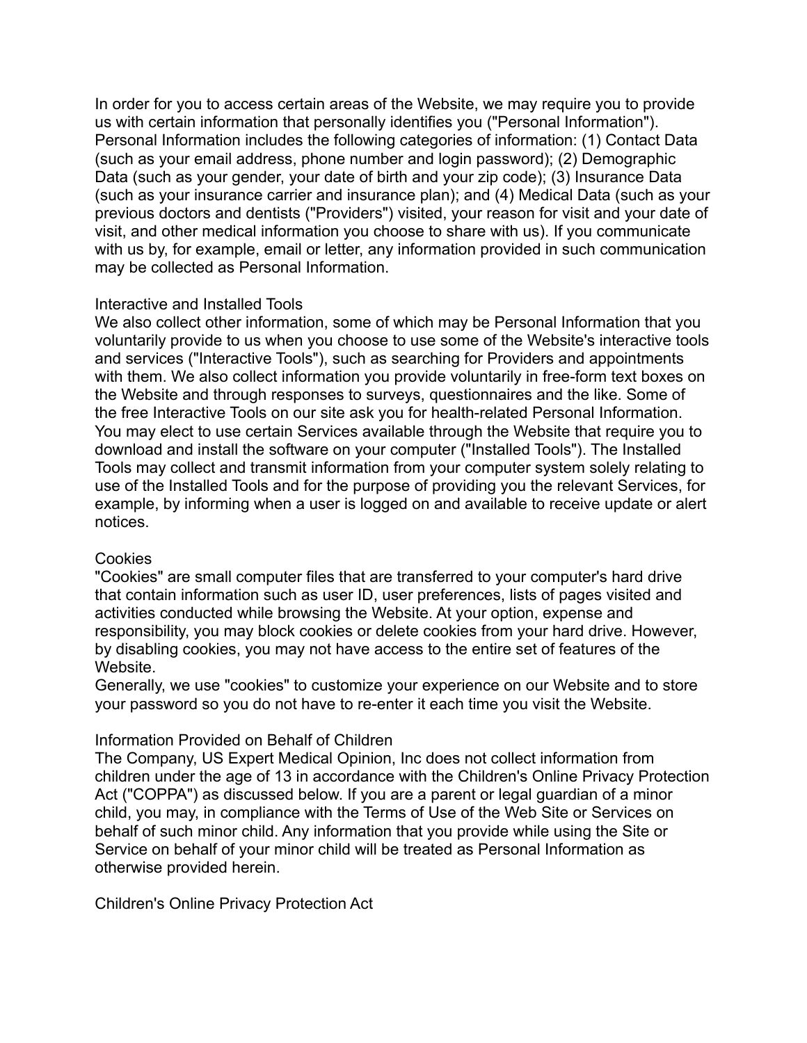In order for you to access certain areas of the Website, we may require you to provide us with certain information that personally identifies you ("Personal Information"). Personal Information includes the following categories of information: (1) Contact Data (such as your email address, phone number and login password); (2) Demographic Data (such as your gender, your date of birth and your zip code); (3) Insurance Data (such as your insurance carrier and insurance plan); and (4) Medical Data (such as your previous doctors and dentists ("Providers") visited, your reason for visit and your date of visit, and other medical information you choose to share with us). If you communicate with us by, for example, email or letter, any information provided in such communication may be collected as Personal Information.

## Interactive and Installed Tools

We also collect other information, some of which may be Personal Information that you voluntarily provide to us when you choose to use some of the Website's interactive tools and services ("Interactive Tools"), such as searching for Providers and appointments with them. We also collect information you provide voluntarily in free-form text boxes on the Website and through responses to surveys, questionnaires and the like. Some of the free Interactive Tools on our site ask you for health-related Personal Information. You may elect to use certain Services available through the Website that require you to download and install the software on your computer ("Installed Tools"). The Installed Tools may collect and transmit information from your computer system solely relating to use of the Installed Tools and for the purpose of providing you the relevant Services, for example, by informing when a user is logged on and available to receive update or alert notices.

## Cookies

"Cookies" are small computer files that are transferred to your computer's hard drive that contain information such as user ID, user preferences, lists of pages visited and activities conducted while browsing the Website. At your option, expense and responsibility, you may block cookies or delete cookies from your hard drive. However, by disabling cookies, you may not have access to the entire set of features of the Website.

Generally, we use "cookies" to customize your experience on our Website and to store your password so you do not have to re-enter it each time you visit the Website.

## Information Provided on Behalf of Children

The Company, US Expert Medical Opinion, Inc does not collect information from children under the age of 13 in accordance with the Children's Online Privacy Protection Act ("COPPA") as discussed below. If you are a parent or legal guardian of a minor child, you may, in compliance with the Terms of Use of the Web Site or Services on behalf of such minor child. Any information that you provide while using the Site or Service on behalf of your minor child will be treated as Personal Information as otherwise provided herein.

## Children's Online Privacy Protection Act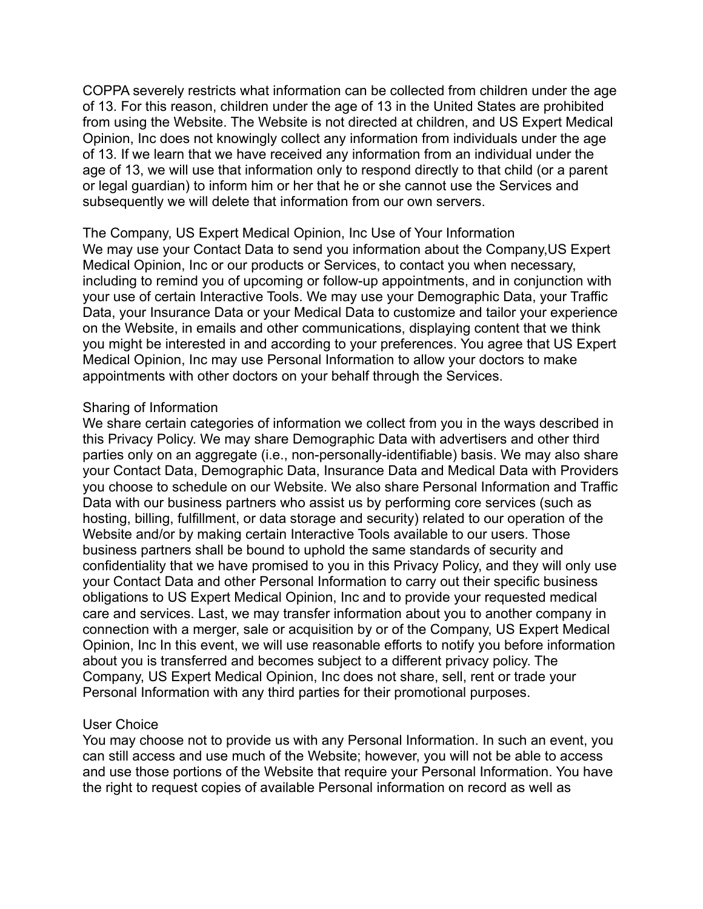COPPA severely restricts what information can be collected from children under the age of 13. For this reason, children under the age of 13 in the United States are prohibited from using the Website. The Website is not directed at children, and US Expert Medical Opinion, Inc does not knowingly collect any information from individuals under the age of 13. If we learn that we have received any information from an individual under the age of 13, we will use that information only to respond directly to that child (or a parent or legal guardian) to inform him or her that he or she cannot use the Services and subsequently we will delete that information from our own servers.

## The Company, US Expert Medical Opinion, Inc Use of Your Information

We may use your Contact Data to send you information about the Company,US Expert Medical Opinion, Inc or our products or Services, to contact you when necessary, including to remind you of upcoming or follow-up appointments, and in conjunction with your use of certain Interactive Tools. We may use your Demographic Data, your Traffic Data, your Insurance Data or your Medical Data to customize and tailor your experience on the Website, in emails and other communications, displaying content that we think you might be interested in and according to your preferences. You agree that US Expert Medical Opinion, Inc may use Personal Information to allow your doctors to make appointments with other doctors on your behalf through the Services.

## Sharing of Information

We share certain categories of information we collect from you in the ways described in this Privacy Policy. We may share Demographic Data with advertisers and other third parties only on an aggregate (i.e., non-personally-identifiable) basis. We may also share your Contact Data, Demographic Data, Insurance Data and Medical Data with Providers you choose to schedule on our Website. We also share Personal Information and Traffic Data with our business partners who assist us by performing core services (such as hosting, billing, fulfillment, or data storage and security) related to our operation of the Website and/or by making certain Interactive Tools available to our users. Those business partners shall be bound to uphold the same standards of security and confidentiality that we have promised to you in this Privacy Policy, and they will only use your Contact Data and other Personal Information to carry out their specific business obligations to US Expert Medical Opinion, Inc and to provide your requested medical care and services. Last, we may transfer information about you to another company in connection with a merger, sale or acquisition by or of the Company, US Expert Medical Opinion, Inc In this event, we will use reasonable efforts to notify you before information about you is transferred and becomes subject to a different privacy policy. The Company, US Expert Medical Opinion, Inc does not share, sell, rent or trade your Personal Information with any third parties for their promotional purposes.

## User Choice

You may choose not to provide us with any Personal Information. In such an event, you can still access and use much of the Website; however, you will not be able to access and use those portions of the Website that require your Personal Information. You have the right to request copies of available Personal information on record as well as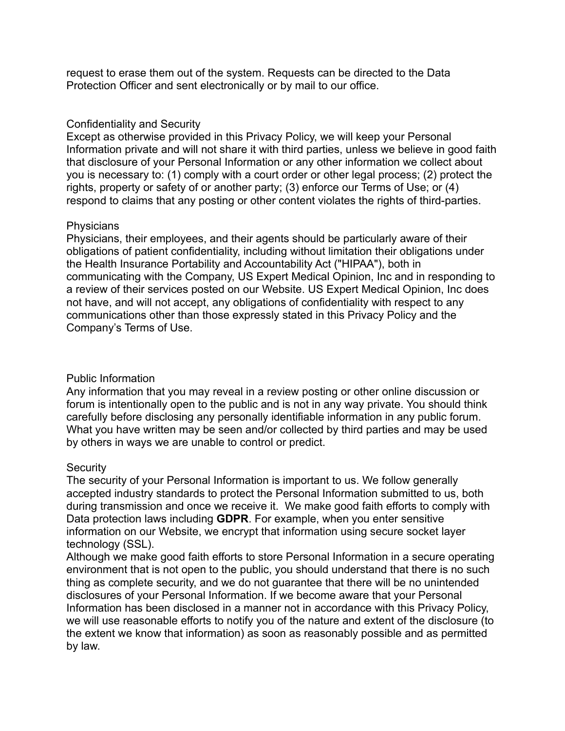request to erase them out of the system. Requests can be directed to the Data Protection Officer and sent electronically or by mail to our office.

## Confidentiality and Security

Except as otherwise provided in this Privacy Policy, we will keep your Personal Information private and will not share it with third parties, unless we believe in good faith that disclosure of your Personal Information or any other information we collect about you is necessary to: (1) comply with a court order or other legal process; (2) protect the rights, property or safety of or another party; (3) enforce our Terms of Use; or (4) respond to claims that any posting or other content violates the rights of third-parties.

## Physicians

Physicians, their employees, and their agents should be particularly aware of their obligations of patient confidentiality, including without limitation their obligations under the Health Insurance Portability and Accountability Act ("HIPAA"), both in communicating with the Company, US Expert Medical Opinion, Inc and in responding to a review of their services posted on our Website. US Expert Medical Opinion, Inc does not have, and will not accept, any obligations of confidentiality with respect to any communications other than those expressly stated in this Privacy Policy and the Company's Terms of Use.

## Public Information

Any information that you may reveal in a review posting or other online discussion or forum is intentionally open to the public and is not in any way private. You should think carefully before disclosing any personally identifiable information in any public forum. What you have written may be seen and/or collected by third parties and may be used by others in ways we are unable to control or predict.

## Security

The security of your Personal Information is important to us. We follow generally accepted industry standards to protect the Personal Information submitted to us, both during transmission and once we receive it. We make good faith efforts to comply with Data protection laws including **GDPR**. For example, when you enter sensitive information on our Website, we encrypt that information using secure socket layer technology (SSL).

Although we make good faith efforts to store Personal Information in a secure operating environment that is not open to the public, you should understand that there is no such thing as complete security, and we do not guarantee that there will be no unintended disclosures of your Personal Information. If we become aware that your Personal Information has been disclosed in a manner not in accordance with this Privacy Policy, we will use reasonable efforts to notify you of the nature and extent of the disclosure (to the extent we know that information) as soon as reasonably possible and as permitted by law.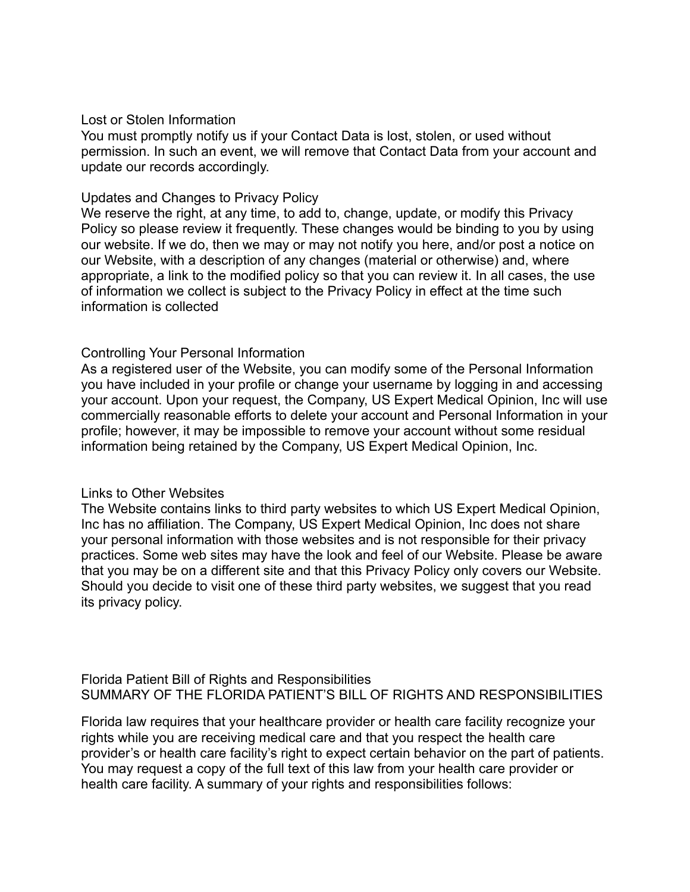## Lost or Stolen Information

You must promptly notify us if your Contact Data is lost, stolen, or used without permission. In such an event, we will remove that Contact Data from your account and update our records accordingly.

## Updates and Changes to Privacy Policy

We reserve the right, at any time, to add to, change, update, or modify this Privacy Policy so please review it frequently. These changes would be binding to you by using our website. If we do, then we may or may not notify you here, and/or post a notice on our Website, with a description of any changes (material or otherwise) and, where appropriate, a link to the modified policy so that you can review it. In all cases, the use of information we collect is subject to the Privacy Policy in effect at the time such information is collected

## Controlling Your Personal Information

As a registered user of the Website, you can modify some of the Personal Information you have included in your profile or change your username by logging in and accessing your account. Upon your request, the Company, US Expert Medical Opinion, Inc will use commercially reasonable efforts to delete your account and Personal Information in your profile; however, it may be impossible to remove your account without some residual information being retained by the Company, US Expert Medical Opinion, Inc.

## Links to Other Websites

The Website contains links to third party websites to which US Expert Medical Opinion, Inc has no affiliation. The Company, US Expert Medical Opinion, Inc does not share your personal information with those websites and is not responsible for their privacy practices. Some web sites may have the look and feel of our Website. Please be aware that you may be on a different site and that this Privacy Policy only covers our Website. Should you decide to visit one of these third party websites, we suggest that you read its privacy policy.

## Florida Patient Bill of Rights and Responsibilities

SUMMARY OF THE FLORIDA PATIENT'S BILL OF RIGHTS AND RESPONSIBILITIES

Florida law requires that your healthcare provider or health care facility recognize your rights while you are receiving medical care and that you respect the health care provider's or health care facility's right to expect certain behavior on the part of patients. You may request a copy of the full text of this law from your health care provider or health care facility. A summary of your rights and responsibilities follows: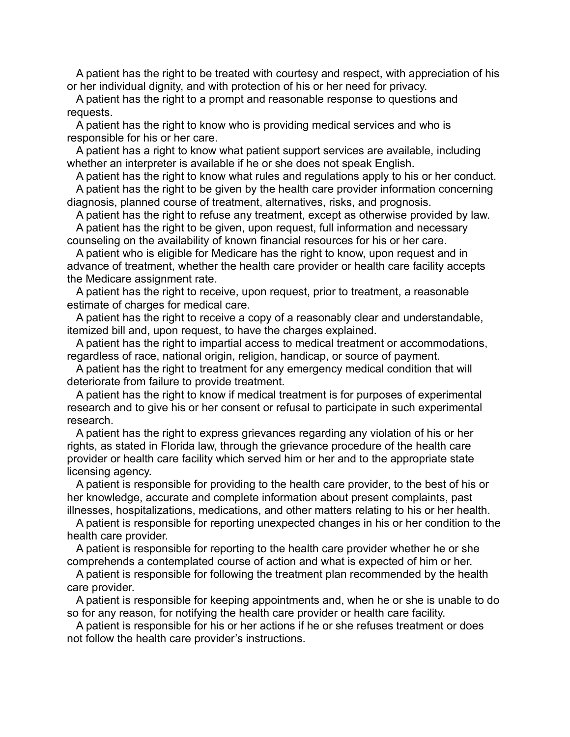A patient has the right to be treated with courtesy and respect, with appreciation of his or her individual dignity, and with protection of his or her need for privacy.

A patient has the right to a prompt and reasonable response to questions and requests.

A patient has the right to know who is providing medical services and who is responsible for his or her care.

A patient has a right to know what patient support services are available, including whether an interpreter is available if he or she does not speak English.

A patient has the right to know what rules and regulations apply to his or her conduct.

A patient has the right to be given by the health care provider information concerning diagnosis, planned course of treatment, alternatives, risks, and prognosis.

A patient has the right to refuse any treatment, except as otherwise provided by law.

A patient has the right to be given, upon request, full information and necessary counseling on the availability of known financial resources for his or her care.

A patient who is eligible for Medicare has the right to know, upon request and in advance of treatment, whether the health care provider or health care facility accepts the Medicare assignment rate.

A patient has the right to receive, upon request, prior to treatment, a reasonable estimate of charges for medical care.

A patient has the right to receive a copy of a reasonably clear and understandable, itemized bill and, upon request, to have the charges explained.

A patient has the right to impartial access to medical treatment or accommodations, regardless of race, national origin, religion, handicap, or source of payment.

A patient has the right to treatment for any emergency medical condition that will deteriorate from failure to provide treatment.

A patient has the right to know if medical treatment is for purposes of experimental research and to give his or her consent or refusal to participate in such experimental research.

A patient has the right to express grievances regarding any violation of his or her rights, as stated in Florida law, through the grievance procedure of the health care provider or health care facility which served him or her and to the appropriate state licensing agency.

A patient is responsible for providing to the health care provider, to the best of his or her knowledge, accurate and complete information about present complaints, past illnesses, hospitalizations, medications, and other matters relating to his or her health.

A patient is responsible for reporting unexpected changes in his or her condition to the health care provider.

A patient is responsible for reporting to the health care provider whether he or she comprehends a contemplated course of action and what is expected of him or her.

A patient is responsible for following the treatment plan recommended by the health care provider.

A patient is responsible for keeping appointments and, when he or she is unable to do so for any reason, for notifying the health care provider or health care facility.

A patient is responsible for his or her actions if he or she refuses treatment or does not follow the health care provider's instructions.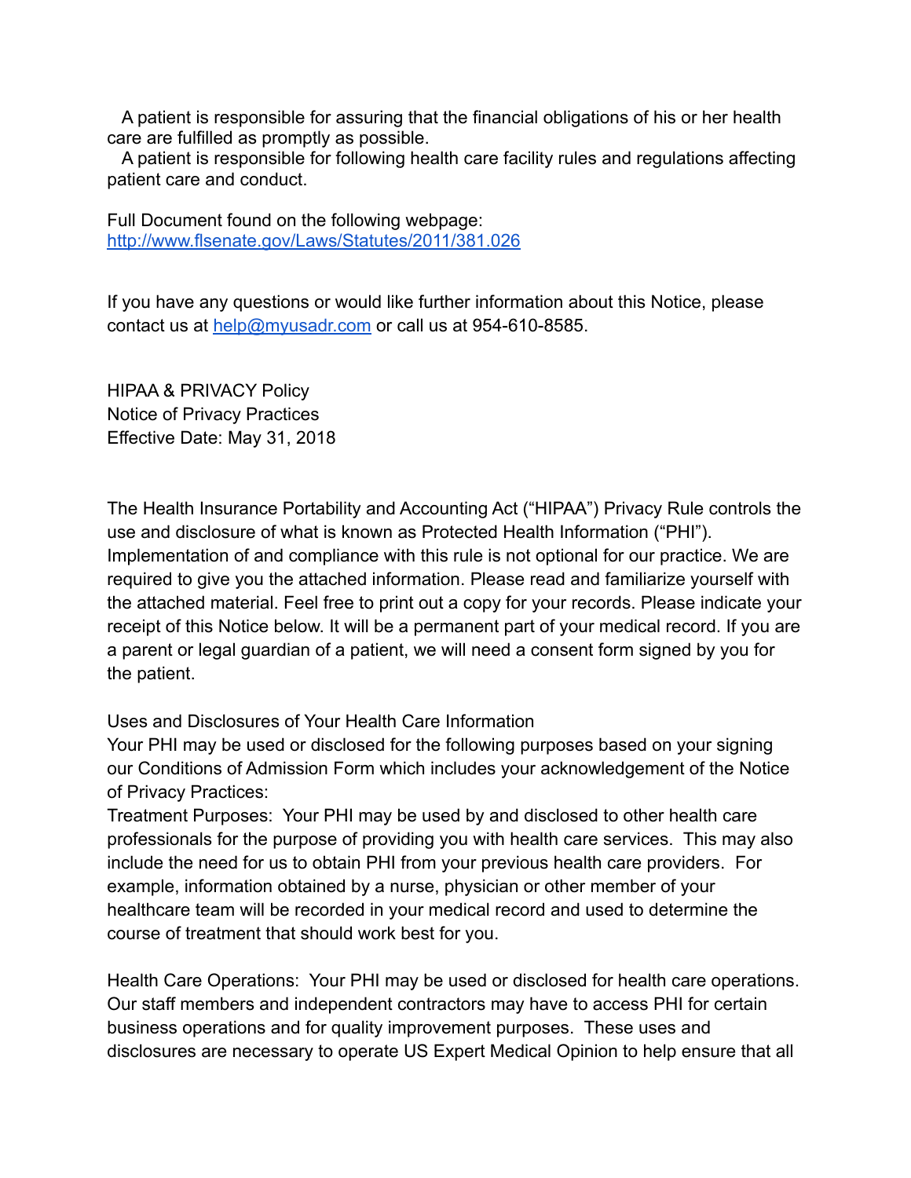A patient is responsible for assuring that the financial obligations of his or her health care are fulfilled as promptly as possible.

A patient is responsible for following health care facility rules and regulations affecting patient care and conduct.

Full Document found on the following webpage:
[http://www.flsenate.gov/Laws/Statutes/2011/381.026](http://www.flsenate.gov/Laws/Statutes/2011/381.026)

If you have any questions or would like further information about this Notice, please contact us at [help@myusadr.com](mailto:help@myusadr.com) or call us at 954-610-8585.

HIPAA & PRIVACY Policy
Notice of Privacy Practices
Effective Date: May 31, 2018

The Health Insurance Portability and Accounting Act ("HIPAA") Privacy Rule controls the use and disclosure of what is known as Protected Health Information ("PHI"). Implementation of and compliance with this rule is not optional for our practice. We are required to give you the attached information. Please read and familiarize yourself with the attached material. Feel free to print out a copy for your records. Please indicate your receipt of this Notice below. It will be a permanent part of your medical record. If you are a parent or legal guardian of a patient, we will need a consent form signed by you for the patient.

Uses and Disclosures of Your Health Care Information
Your PHI may be used or disclosed for the following purposes based on your signing our Conditions of Admission Form which includes your acknowledgement of the Notice of Privacy Practices:
Treatment Purposes: Your PHI may be used by and disclosed to other health care professionals for the purpose of providing you with health care services. This may also include the need for us to obtain PHI from your previous health care providers. For example, information obtained by a nurse, physician or other member of your healthcare team will be recorded in your medical record and used to determine the course of treatment that should work best for you.

Health Care Operations: Your PHI may be used or disclosed for health care operations. Our staff members and independent contractors may have to access PHI for certain business operations and for quality improvement purposes. These uses and disclosures are necessary to operate US Expert Medical Opinion to help ensure that all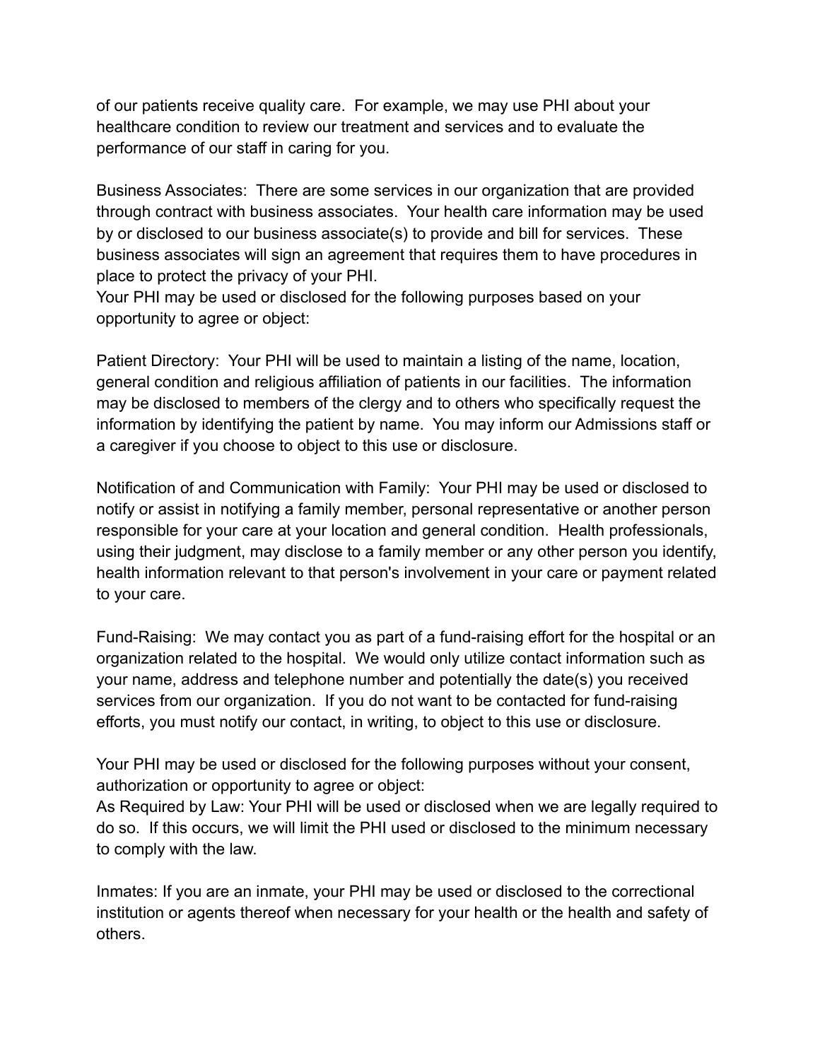of our patients receive quality care. For example, we may use PHI about your healthcare condition to review our treatment and services and to evaluate the performance of our staff in caring for you.

Business Associates: There are some services in our organization that are provided through contract with business associates. Your health care information may be used by or disclosed to our business associate(s) to provide and bill for services. These business associates will sign an agreement that requires them to have procedures in place to protect the privacy of your PHI.
Your PHI may be used or disclosed for the following purposes based on your opportunity to agree or object:

Patient Directory: Your PHI will be used to maintain a listing of the name, location, general condition and religious affiliation of patients in our facilities. The information may be disclosed to members of the clergy and to others who specifically request the information by identifying the patient by name. You may inform our Admissions staff or a caregiver if you choose to object to this use or disclosure.

Notification of and Communication with Family: Your PHI may be used or disclosed to notify or assist in notifying a family member, personal representative or another person responsible for your care at your location and general condition. Health professionals, using their judgment, may disclose to a family member or any other person you identify, health information relevant to that person's involvement in your care or payment related to your care.

Fund-Raising: We may contact you as part of a fund-raising effort for the hospital or an organization related to the hospital. We would only utilize contact information such as your name, address and telephone number and potentially the date(s) you received services from our organization. If you do not want to be contacted for fund-raising efforts, you must notify our contact, in writing, to object to this use or disclosure.

Your PHI may be used or disclosed for the following purposes without your consent, authorization or opportunity to agree or object:
As Required by Law: Your PHI will be used or disclosed when we are legally required to do so. If this occurs, we will limit the PHI used or disclosed to the minimum necessary to comply with the law.

Inmates: If you are an inmate, your PHI may be used or disclosed to the correctional institution or agents thereof when necessary for your health or the health and safety of others.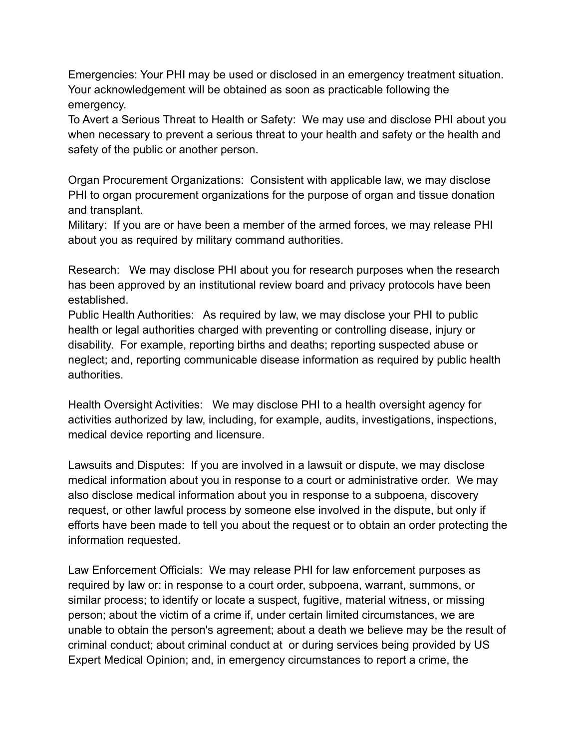Emergencies: Your PHI may be used or disclosed in an emergency treatment situation. Your acknowledgement will be obtained as soon as practicable following the emergency.
To Avert a Serious Threat to Health or Safety: We may use and disclose PHI about you when necessary to prevent a serious threat to your health and safety or the health and safety of the public or another person.

Organ Procurement Organizations: Consistent with applicable law, we may disclose PHI to organ procurement organizations for the purpose of organ and tissue donation and transplant.
Military: If you are or have been a member of the armed forces, we may release PHI about you as required by military command authorities.

Research: We may disclose PHI about you for research purposes when the research has been approved by an institutional review board and privacy protocols have been established.
Public Health Authorities: As required by law, we may disclose your PHI to public health or legal authorities charged with preventing or controlling disease, injury or disability. For example, reporting births and deaths; reporting suspected abuse or neglect; and, reporting communicable disease information as required by public health authorities.

Health Oversight Activities: We may disclose PHI to a health oversight agency for activities authorized by law, including, for example, audits, investigations, inspections, medical device reporting and licensure.

Lawsuits and Disputes: If you are involved in a lawsuit or dispute, we may disclose medical information about you in response to a court or administrative order. We may also disclose medical information about you in response to a subpoena, discovery request, or other lawful process by someone else involved in the dispute, but only if efforts have been made to tell you about the request or to obtain an order protecting the information requested.

Law Enforcement Officials: We may release PHI for law enforcement purposes as required by law or: in response to a court order, subpoena, warrant, summons, or similar process; to identify or locate a suspect, fugitive, material witness, or missing person; about the victim of a crime if, under certain limited circumstances, we are unable to obtain the person's agreement; about a death we believe may be the result of criminal conduct; about criminal conduct at or during services being provided by US Expert Medical Opinion; and, in emergency circumstances to report a crime, the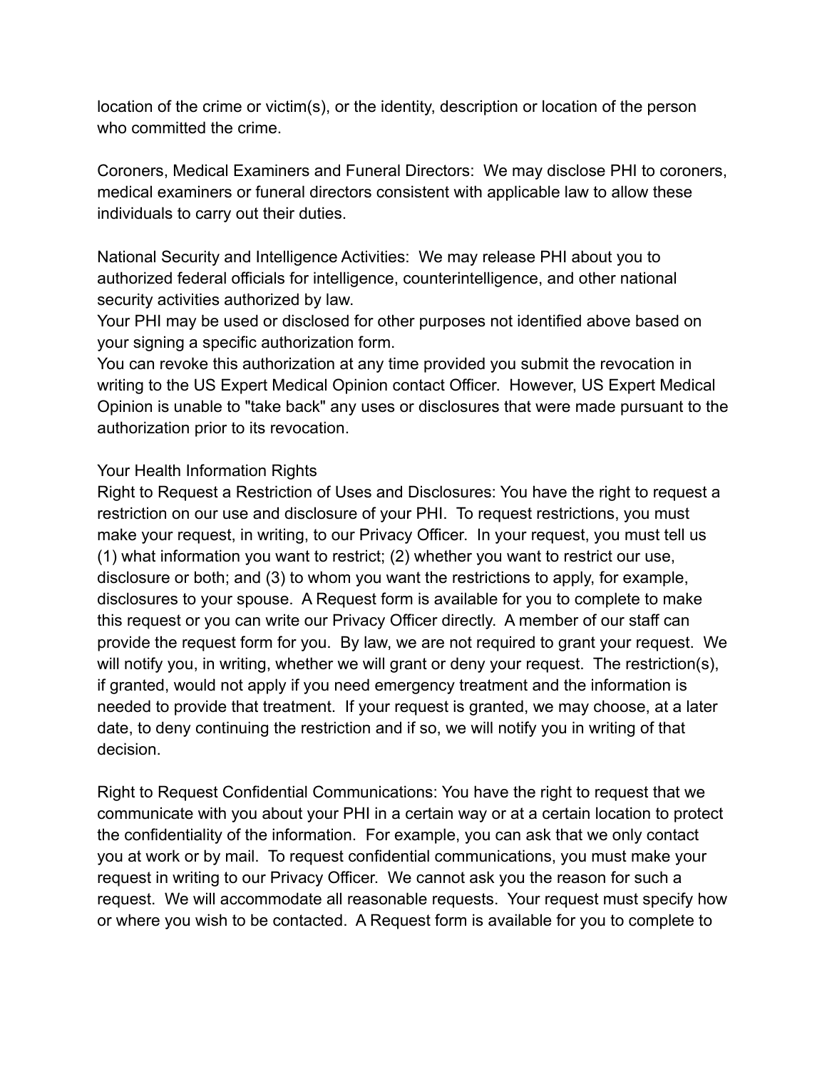location of the crime or victim(s), or the identity, description or location of the person who committed the crime.

Coroners, Medical Examiners and Funeral Directors: We may disclose PHI to coroners, medical examiners or funeral directors consistent with applicable law to allow these individuals to carry out their duties.

National Security and Intelligence Activities: We may release PHI about you to authorized federal officials for intelligence, counterintelligence, and other national security activities authorized by law.

Your PHI may be used or disclosed for other purposes not identified above based on your signing a specific authorization form.

You can revoke this authorization at any time provided you submit the revocation in writing to the US Expert Medical Opinion contact Officer. However, US Expert Medical Opinion is unable to "take back" any uses or disclosures that were made pursuant to the authorization prior to its revocation.

## Your Health Information Rights

Right to Request a Restriction of Uses and Disclosures: You have the right to request a restriction on our use and disclosure of your PHI. To request restrictions, you must make your request, in writing, to our Privacy Officer. In your request, you must tell us (1) what information you want to restrict; (2) whether you want to restrict our use, disclosure or both; and (3) to whom you want the restrictions to apply, for example, disclosures to your spouse. A Request form is available for you to complete to make this request or you can write our Privacy Officer directly. A member of our staff can provide the request form for you. By law, we are not required to grant your request. We will notify you, in writing, whether we will grant or deny your request. The restriction(s), if granted, would not apply if you need emergency treatment and the information is needed to provide that treatment. If your request is granted, we may choose, at a later date, to deny continuing the restriction and if so, we will notify you in writing of that decision.

Right to Request Confidential Communications: You have the right to request that we communicate with you about your PHI in a certain way or at a certain location to protect the confidentiality of the information. For example, you can ask that we only contact you at work or by mail. To request confidential communications, you must make your request in writing to our Privacy Officer. We cannot ask you the reason for such a request. We will accommodate all reasonable requests. Your request must specify how or where you wish to be contacted. A Request form is available for you to complete to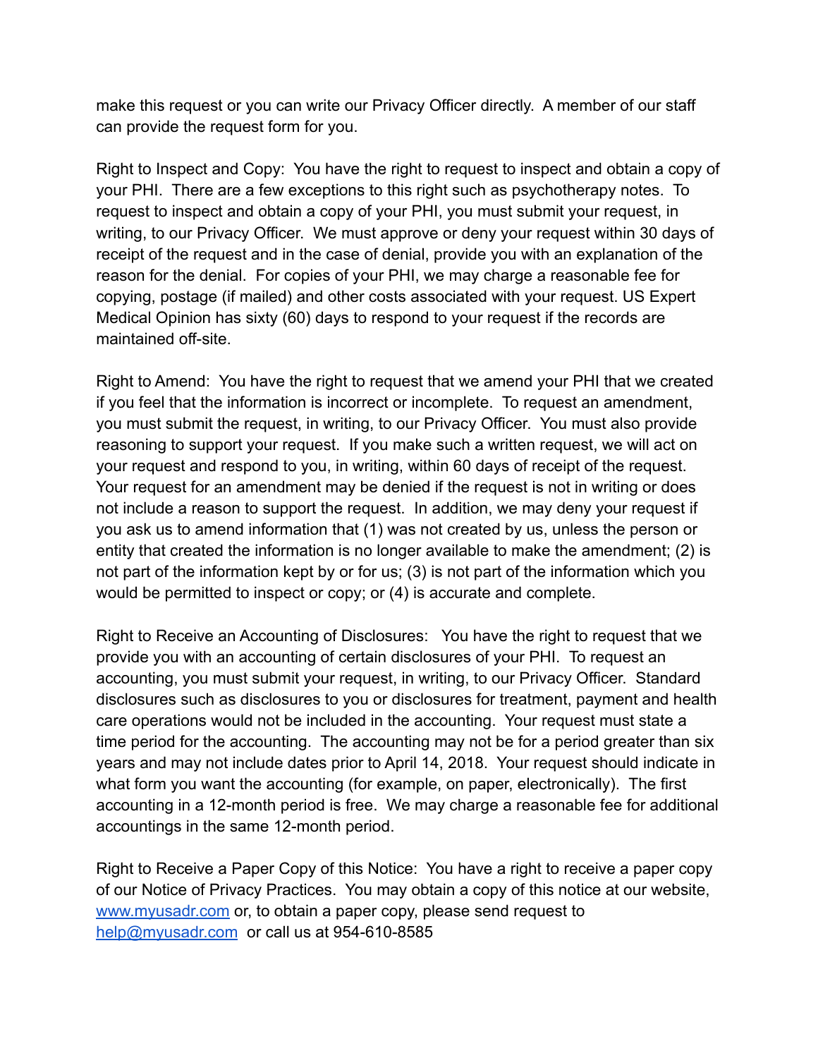make this request or you can write our Privacy Officer directly. A member of our staff can provide the request form for you.

Right to Inspect and Copy: You have the right to request to inspect and obtain a copy of your PHI. There are a few exceptions to this right such as psychotherapy notes. To request to inspect and obtain a copy of your PHI, you must submit your request, in writing, to our Privacy Officer. We must approve or deny your request within 30 days of receipt of the request and in the case of denial, provide you with an explanation of the reason for the denial. For copies of your PHI, we may charge a reasonable fee for copying, postage (if mailed) and other costs associated with your request. US Expert Medical Opinion has sixty (60) days to respond to your request if the records are maintained off-site.

Right to Amend: You have the right to request that we amend your PHI that we created if you feel that the information is incorrect or incomplete. To request an amendment, you must submit the request, in writing, to our Privacy Officer. You must also provide reasoning to support your request. If you make such a written request, we will act on your request and respond to you, in writing, within 60 days of receipt of the request. Your request for an amendment may be denied if the request is not in writing or does not include a reason to support the request. In addition, we may deny your request if you ask us to amend information that (1) was not created by us, unless the person or entity that created the information is no longer available to make the amendment; (2) is not part of the information kept by or for us; (3) is not part of the information which you would be permitted to inspect or copy; or (4) is accurate and complete.

Right to Receive an Accounting of Disclosures: You have the right to request that we provide you with an accounting of certain disclosures of your PHI. To request an accounting, you must submit your request, in writing, to our Privacy Officer. Standard disclosures such as disclosures to you or disclosures for treatment, payment and health care operations would not be included in the accounting. Your request must state a time period for the accounting. The accounting may not be for a period greater than six years and may not include dates prior to April 14, 2018. Your request should indicate in what form you want the accounting (for example, on paper, electronically). The first accounting in a 12-month period is free. We may charge a reasonable fee for additional accountings in the same 12-month period.

Right to Receive a Paper Copy of this Notice: You have a right to receive a paper copy of our Notice of Privacy Practices. You may obtain a copy of this notice at our website, [www.myusadr.com](http://www.myusadr.com) or, to obtain a paper copy, please send request to [help@myusadr.com](mailto:help@myusadr.com) or call us at 954-610-8585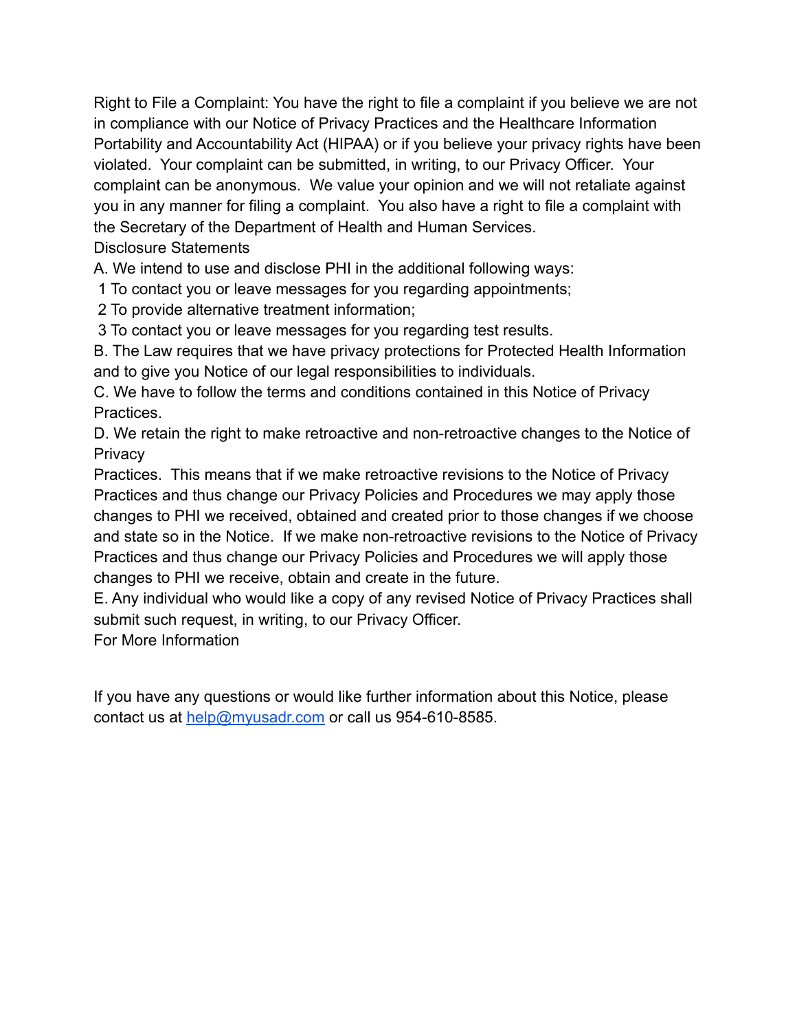Right to File a Complaint: You have the right to file a complaint if you believe we are not in compliance with our Notice of Privacy Practices and the Healthcare Information Portability and Accountability Act (HIPAA) or if you believe your privacy rights have been violated. Your complaint can be submitted, in writing, to our Privacy Officer. Your complaint can be anonymous. We value your opinion and we will not retaliate against you in any manner for filing a complaint. You also have a right to file a complaint with the Secretary of the Department of Health and Human Services.

Disclosure Statements

A. We intend to use and disclose PHI in the additional following ways:

1 To contact you or leave messages for you regarding appointments;

2 To provide alternative treatment information;

3 To contact you or leave messages for you regarding test results.

B. The Law requires that we have privacy protections for Protected Health Information and to give you Notice of our legal responsibilities to individuals.

C. We have to follow the terms and conditions contained in this Notice of Privacy Practices.

D. We retain the right to make retroactive and non-retroactive changes to the Notice of Privacy Practices. This means that if we make retroactive revisions to the Notice of Privacy Practices and thus change our Privacy Policies and Procedures we may apply those changes to PHI we received, obtained and created prior to those changes if we choose and state so in the Notice. If we make non-retroactive revisions to the Notice of Privacy Practices and thus change our Privacy Policies and Procedures we will apply those changes to PHI we receive, obtain and create in the future.

E. Any individual who would like a copy of any revised Notice of Privacy Practices shall submit such request, in writing, to our Privacy Officer.

For More Information

If you have any questions or would like further information about this Notice, please contact us at help@myusadr.com or call us 954-610-8585.